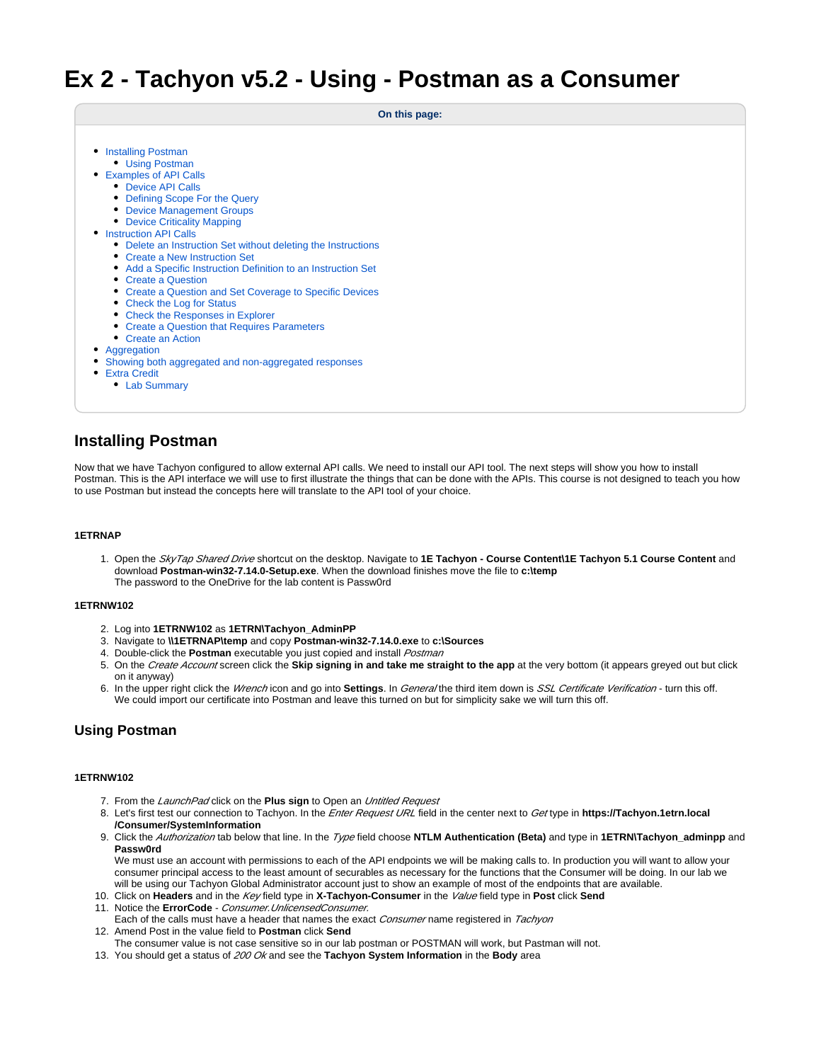# Ex 2 - Tachyon v5.2 - Using - Postman as a Consumer

**On this page:**

- Installing Postman
  - Using Postman
- Examples of API Calls
  - Device API Calls
  - Defining Scope For the Query
  - Device Management Groups
  - Device Criticality Mapping
- Instruction API Calls
  - Delete an Instruction Set without deleting the Instructions
  - Create a New Instruction Set
  - Add a Specific Instruction Definition to an Instruction Set
  - Create a Question
  - Create a Question and Set Coverage to Specific Devices
  - Check the Log for Status
  - Check the Responses in Explorer
  - Create a Question that Requires Parameters
  - Create an Action
- Aggregation
- Showing both aggregated and non-aggregated responses
- Extra Credit
  - Lab Summary

## Installing Postman

Now that we have Tachyon configured to allow external API calls. We need to install our API tool. The next steps will show you how to install Postman. This is the API interface we will use to first illustrate the things that can be done with the APIs. This course is not designed to teach you how to use Postman but instead the concepts here will translate to the API tool of your choice.

#### 1ETRNAP

1. Open the *SkyTap Shared Drive* shortcut on the desktop. Navigate to **1E Tachyon - Course Content\1E Tachyon 5.1 Course Content** and download **Postman-win32-7.14.0-Setup.exe**. When the download finishes move the file to **c:\temp**
   The password to the OneDrive for the lab content is Passw0rd

#### 1ETRNW102

2. Log into **1ETRNW102** as **1ETRN\Tachyon_AdminPP**
3. Navigate to **\\1ETRNAP\temp** and copy **Postman-win32-7.14.0.exe** to **c:\Sources**
4. Double-click the **Postman** executable you just copied and install *Postman*
5. On the *Create Account* screen click the **Skip signing in and take me straight to the app** at the very bottom (it appears greyed out but click on it anyway)
6. In the upper right click the *Wrench* icon and go into **Settings**. In *General* the third item down is *SSL Certificate Verification* - turn this off.
   We could import our certificate into Postman and leave this turned on but for simplicity sake we will turn this off.

## Using Postman

#### 1ETRNW102

7. From the *LaunchPad* click on the **Plus sign** to Open an *Untitled Request*
8. Let's first test our connection to Tachyon. In the *Enter Request URL* field in the center next to *Get* type in **https://Tachyon.1etrn.local/Consumer/SystemInformation**
9. Click the *Authorization* tab below that line. In the *Type* field choose **NTLM Authentication (Beta)** and type in **1ETRN\Tachyon_adminpp** and **Passw0rd**
   We must use an account with permissions to each of the API endpoints we will be making calls to. In production you will want to allow your consumer principal access to the least amount of securables as necessary for the functions that the Consumer will be doing. In our lab we will be using our Tachyon Global Administrator account just to show an example of most of the endpoints that are available.
10. Click on **Headers** and in the *Key* field type in **X-Tachyon-Consumer** in the *Value* field type in **Post** click **Send**
11. Notice the **ErrorCode** - *Consumer.UnlicensedConsumer.*
    Each of the calls must have a header that names the exact *Consumer* name registered in *Tachyon*
12. Amend Post in the value field to **Postman** click **Send**
    The consumer value is not case sensitive so in our lab postman or POSTMAN will work, but Pastman will not.
13. You should get a status of *200 Ok* and see the **Tachyon System Information** in the **Body** area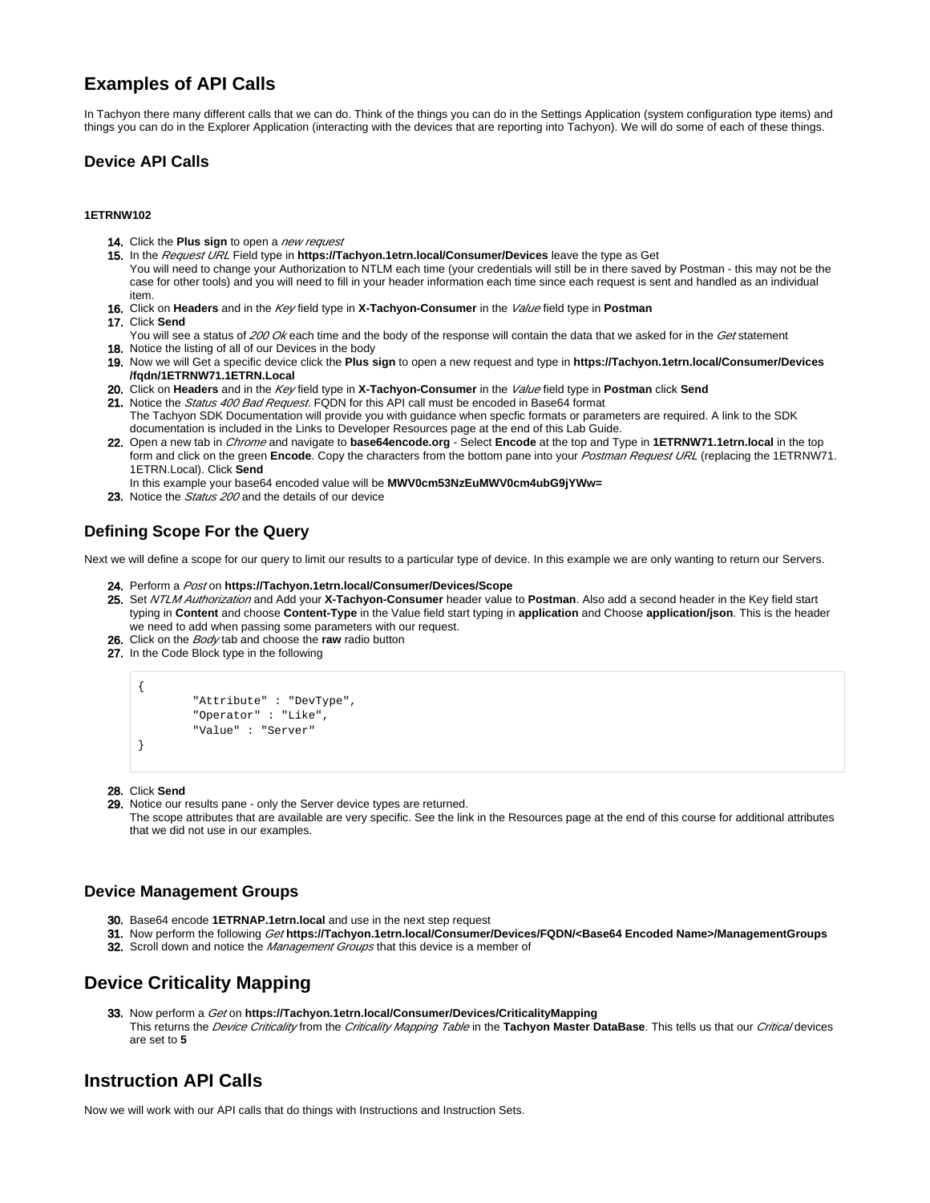## Examples of API Calls

In Tachyon there many different calls that we can do. Think of the things you can do in the Settings Application (system configuration type items) and things you can do in the Explorer Application (interacting with the devices that are reporting into Tachyon). We will do some of each of these things.

### Device API Calls

**1ETRNW102**

14. Click the **Plus sign** to open a *new request*
15. In the *Request URL* Field type in **https://Tachyon.1etrn.local/Consumer/Devices** leave the type as Get
    You will need to change your Authorization to NTLM each time (your credentials will still be in there saved by Postman - this may not be the case for other tools) and you will need to fill in your header information each time since each request is sent and handled as an individual item.
16. Click on **Headers** and in the *Key* field type in **X-Tachyon-Consumer** in the *Value* field type in **Postman**
17. Click **Send**
    You will see a status of *200 Ok* each time and the body of the response will contain the data that we asked for in the *Get* statement
18. Notice the listing of all of our Devices in the body
19. Now we will Get a specific device click the **Plus sign** to open a new request and type in **https://Tachyon.1etrn.local/Consumer/Devices/fqdn/1ETRNW71.1ETRN.Local**
20. Click on **Headers** and in the *Key* field type in **X-Tachyon-Consumer** in the *Value* field type in **Postman** click **Send**
21. Notice the *Status 400 Bad Request*. FQDN for this API call must be encoded in Base64 format
    The Tachyon SDK Documentation will provide you with guidance when specfic formats or parameters are required. A link to the SDK documentation is included in the Links to Developer Resources page at the end of this Lab Guide.
22. Open a new tab in *Chrome* and navigate to **base64encode.org** - Select **Encode** at the top and Type in **1ETRNW71.1etrn.local** in the top form and click on the green **Encode**. Copy the characters from the bottom pane into your *Postman Request URL* (replacing the 1ETRNW71.1ETRN.Local). Click **Send**
    In this example your base64 encoded value will be **MWV0cm53NzEuMWV0cm4ubG9jYWw=**
23. Notice the *Status 200* and the details of our device

### Defining Scope For the Query

Next we will define a scope for our query to limit our results to a particular type of device. In this example we are only wanting to return our Servers.

24. Perform a *Post* on **https://Tachyon.1etrn.local/Consumer/Devices/Scope**
25. Set *NTLM Authorization* and Add your **X-Tachyon-Consumer** header value to **Postman**. Also add a second header in the Key field start typing in **Content** and choose **Content-Type** in the Value field start typing in **application** and Choose **application/json**. This is the header we need to add when passing some parameters with our request.
26. Click on the *Body* tab and choose the **raw** radio button
27. In the Code Block type in the following

```
{
        "Attribute" : "DevType",
        "Operator" : "Like",
        "Value" : "Server"
}
```

28. Click **Send**
29. Notice our results pane - only the Server device types are returned.
    The scope attributes that are available are very specific. See the link in the Resources page at the end of this course for additional attributes that we did not use in our examples.

### Device Management Groups

30. Base64 encode **1ETRNAP.1etrn.local** and use in the next step request
31. Now perform the following *Get* **https://Tachyon.1etrn.local/Consumer/Devices/FQDN/<Base64 Encoded Name>/ManagementGroups**
32. Scroll down and notice the *Management Groups* that this device is a member of

## Device Criticality Mapping

33. Now perform a *Get* on **https://Tachyon.1etrn.local/Consumer/Devices/CriticalityMapping**
    This returns the *Device Criticality* from the *Criticality Mapping Table* in the **Tachyon Master DataBase**. This tells us that our *Critical* devices are set to **5**

## Instruction API Calls

Now we will work with our API calls that do things with Instructions and Instruction Sets.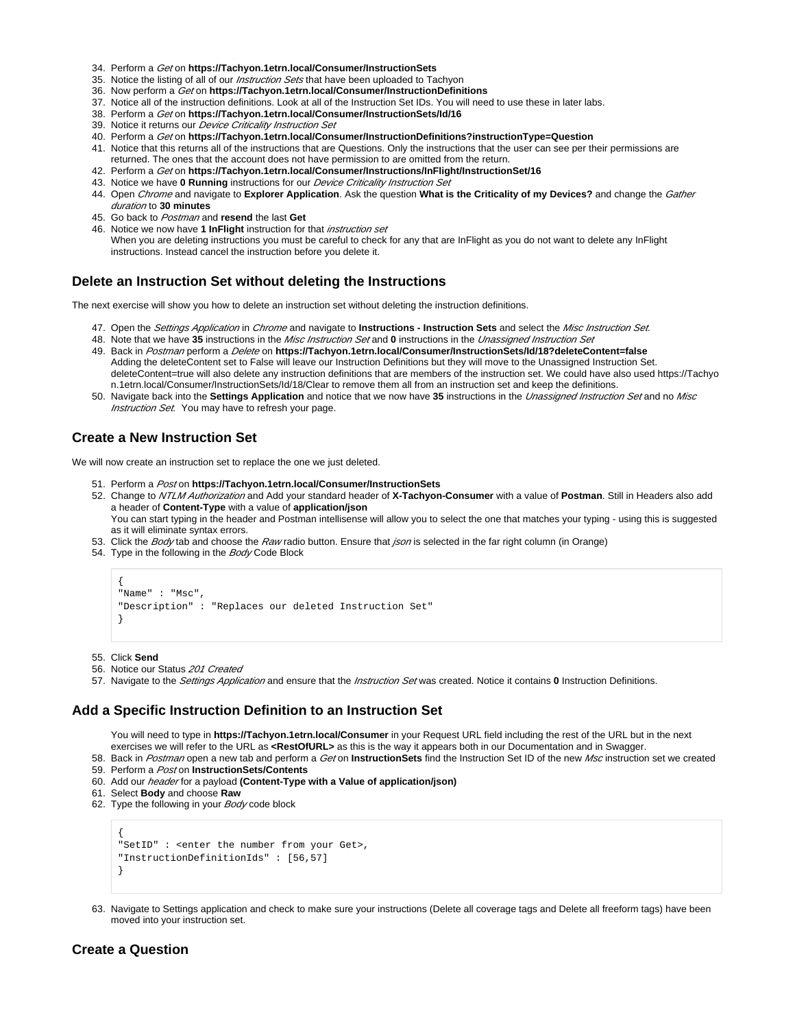34. Perform a *Get* on **https://Tachyon.1etrn.local/Consumer/InstructionSets**
35. Notice the listing of all of our *Instruction Sets* that have been uploaded to Tachyon
36. Now perform a *Get* on **https://Tachyon.1etrn.local/Consumer/InstructionDefinitions**
37. Notice all of the instruction definitions. Look at all of the Instruction Set IDs. You will need to use these in later labs.
38. Perform a *Get* on **https://Tachyon.1etrn.local/Consumer/InstructionSets/Id/16**
39. Notice it returns our *Device Criticality Instruction Set*
40. Perform a *Get* on **https://Tachyon.1etrn.local/Consumer/InstructionDefinitions?instructionType=Question**
41. Notice that this returns all of the instructions that are Questions. Only the instructions that the user can see per their permissions are returned. The ones that the account does not have permission to are omitted from the return.
42. Perform a *Get* on **https://Tachyon.1etrn.local/Consumer/Instructions/InFlight/InstructionSet/16**
43. Notice we have **0 Running** instructions for our *Device Criticality Instruction Set*
44. Open *Chrome* and navigate to **Explorer Application**. Ask the question **What is the Criticality of my Devices?** and change the *Gather duration* to **30 minutes**
45. Go back to *Postman* and **resend** the last **Get**
46. Notice we now have **1 InFlight** instruction for that *instruction set*
    When you are deleting instructions you must be careful to check for any that are InFlight as you do not want to delete any InFlight instructions. Instead cancel the instruction before you delete it.

## Delete an Instruction Set without deleting the Instructions

The next exercise will show you how to delete an instruction set without deleting the instruction definitions.

47. Open the *Settings Application* in *Chrome* and navigate to **Instructions - Instruction Sets** and select the *Misc Instruction Set.*
48. Note that we have **35** instructions in the *Misc Instruction Set* and **0** instructions in the *Unassigned Instruction Set*
49. Back in *Postman* perform a *Delete* on **https://Tachyon.1etrn.local/Consumer/InstructionSets/Id/18?deleteContent=false**
    Adding the deleteContent set to False will leave our Instruction Definitions but they will move to the Unassigned Instruction Set. deleteContent=true will also delete any instruction definitions that are members of the instruction set. We could have also used https://Tachyon.1etrn.local/Consumer/InstructionSets/Id/18/Clear to remove them all from an instruction set and keep the definitions.
50. Navigate back into the **Settings Application** and notice that we now have **35** instructions in the *Unassigned Instruction Set* and no *Misc Instruction Set*. You may have to refresh your page.

## Create a New Instruction Set

We will now create an instruction set to replace the one we just deleted.

51. Perform a *Post* on **https://Tachyon.1etrn.local/Consumer/InstructionSets**
52. Change to *NTLM Authorization* and Add your standard header of **X-Tachyon-Consumer** with a value of **Postman**. Still in Headers also add a header of **Content-Type** with a value of **application/json**
    You can start typing in the header and Postman intellisense will allow you to select the one that matches your typing - using this is suggested as it will eliminate syntax errors.
53. Click the *Body* tab and choose the *Raw* radio button. Ensure that *json* is selected in the far right column (in Orange)
54. Type in the following in the *Body* Code Block

```
{
"Name" : "Msc",
"Description" : "Replaces our deleted Instruction Set"
}
```

55. Click **Send**
56. Notice our Status *201 Created*
57. Navigate to the *Settings Application* and ensure that the *Instruction Set* was created. Notice it contains **0** Instruction Definitions.

## Add a Specific Instruction Definition to an Instruction Set

You will need to type in **https://Tachyon.1etrn.local/Consumer** in your Request URL field including the rest of the URL but in the next exercises we will refer to the URL as **<RestOfURL>** as this is the way it appears both in our Documentation and in Swagger.

58. Back in *Postman* open a new tab and perform a *Get* on **InstructionSets** find the Instruction Set ID of the new *Msc* instruction set we created
59. Perform a *Post* on **InstructionSets/Contents**
60. Add our *header* for a payload **(Content-Type with a Value of application/json)**
61. Select **Body** and choose **Raw**
62. Type the following in your *Body* code block

```
{
"SetID" : <enter the number from your Get>,
"InstructionDefinitionIds" : [56,57]
}
```

63. Navigate to Settings application and check to make sure your instructions (Delete all coverage tags and Delete all freeform tags) have been moved into your instruction set.

## Create a Question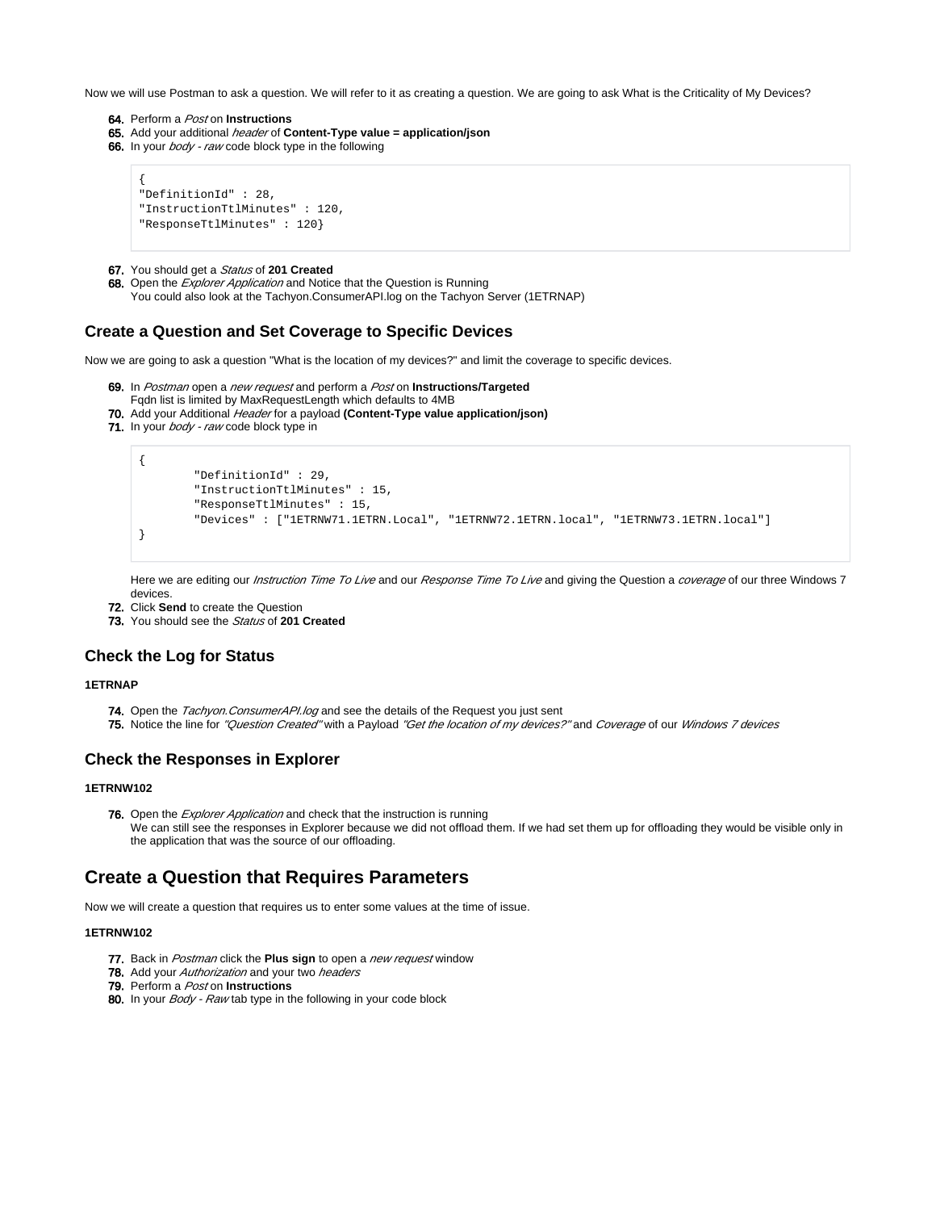Now we will use Postman to ask a question. We will refer to it as creating a question. We are going to ask What is the Criticality of My Devices?

64. Perform a *Post* on **Instructions**
65. Add your additional *header* of **Content-Type value = application/json**
66. In your *body - raw* code block type in the following

```
{
"DefinitionId" : 28,
"InstructionTtlMinutes" : 120,
"ResponseTtlMinutes" : 120}
```

67. You should get a *Status* of **201 Created**
68. Open the *Explorer Application* and Notice that the Question is Running
    You could also look at the Tachyon.ConsumerAPI.log on the Tachyon Server (1ETRNAP)

### Create a Question and Set Coverage to Specific Devices

Now we are going to ask a question "What is the location of my devices?" and limit the coverage to specific devices.

69. In *Postman* open a *new request* and perform a *Post* on **Instructions/Targeted**
    Fqdn list is limited by MaxRequestLength which defaults to 4MB
70. Add your Additional *Header* for a payload **(Content-Type value application/json)**
71. In your *body - raw* code block type in

```
{
        "DefinitionId" : 29,
        "InstructionTtlMinutes" : 15,
        "ResponseTtlMinutes" : 15,
        "Devices" : ["1ETRNW71.1ETRN.Local", "1ETRNW72.1ETRN.local", "1ETRNW73.1ETRN.local"]
}
```

    Here we are editing our *Instruction Time To Live* and our *Response Time To Live* and giving the Question a *coverage* of our three Windows 7 devices.
72. Click **Send** to create the Question
73. You should see the *Status* of **201 Created**

### Check the Log for Status

**1ETRNAP**

74. Open the *Tachyon.ConsumerAPI.log* and see the details of the Request you just sent
75. Notice the line for *"Question Created"* with a Payload *"Get the location of my devices?"* and *Coverage* of our *Windows 7 devices*

### Check the Responses in Explorer

**1ETRNW102**

76. Open the *Explorer Application* and check that the instruction is running
    We can still see the responses in Explorer because we did not offload them. If we had set them up for offloading they would be visible only in the application that was the source of our offloading.

## Create a Question that Requires Parameters

Now we will create a question that requires us to enter some values at the time of issue.

**1ETRNW102**

77. Back in *Postman* click the **Plus sign** to open a *new request* window
78. Add your *Authorization* and your two *headers*
79. Perform a *Post* on **Instructions**
80. In your *Body - Raw* tab type in the following in your code block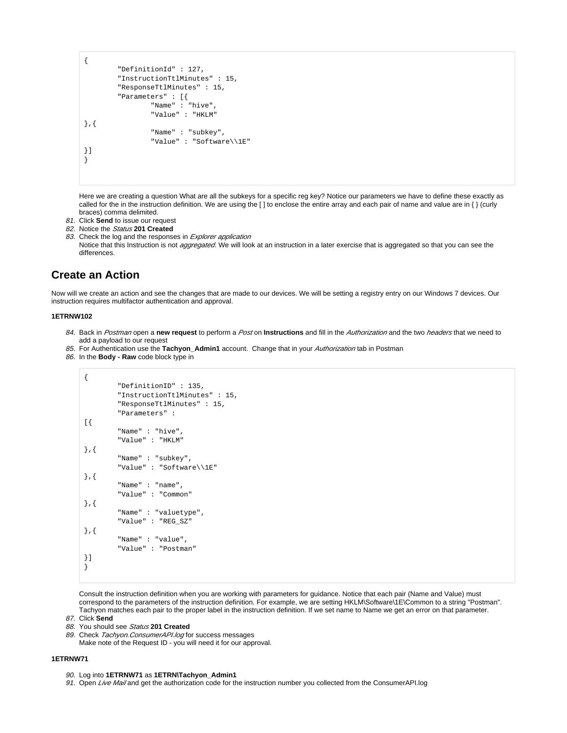```
{
        "DefinitionId" : 127,
        "InstructionTtlMinutes" : 15,
        "ResponseTtlMinutes" : 15,
        "Parameters" : [{
                "Name" : "hive",
                "Value" : "HKLM"
},{
                "Name" : "subkey",
                "Value" : "Software\\1E"
}]
}
```

Here we are creating a question What are all the subkeys for a specific reg key? Notice our parameters we have to define these exactly as called for the in the instruction definition. We are using the [ ] to enclose the entire array and each pair of name and value are in { } (curly braces) comma delimited.

81. Click **Send** to issue our request
82. Notice the *Status* **201 Created**
83. Check the log and the responses in *Explorer application*
    Notice that this Instruction is not *aggregated*. We will look at an instruction in a later exercise that is aggregated so that you can see the differences.

## Create an Action

Now will we create an action and see the changes that are made to our devices. We will be setting a registry entry on our Windows 7 devices. Our instruction requires multifactor authentication and approval.

#### 1ETRNW102

84. Back in *Postman* open a **new request** to perform a *Post* on **Instructions** and fill in the *Authorization* and the two *headers* that we need to add a payload to our request
85. For Authentication use the **Tachyon_Admin1** account. Change that in your *Authorization* tab in Postman
86. In the **Body - Raw** code block type in

```
{
        "DefinitionID" : 135,
        "InstructionTtlMinutes" : 15,
        "ResponseTtlMinutes" : 15,
        "Parameters" :
[{
        "Name" : "hive",
        "Value" : "HKLM"
},{
        "Name" : "subkey",
        "Value" : "Software\\1E"
},{
        "Name" : "name",
        "Value" : "Common"
},{
        "Name" : "valuetype",
        "Value" : "REG_SZ"
},{
        "Name" : "value",
        "Value" : "Postman"
}]
}
```

Consult the instruction definition when you are working with parameters for guidance. Notice that each pair (Name and Value) must correspond to the parameters of the instruction definition. For example, we are setting HKLM\Software\1E\Common to a string "Postman". Tachyon matches each pair to the proper label in the instruction definition. If we set name to Name we get an error on that parameter.

87. Click **Send**
88. You should see *Status* **201 Created**
89. Check *Tachyon.ConsumerAPI.log* for success messages
    Make note of the Request ID - you will need it for our approval.

#### 1ETRNW71

90. Log into **1ETRNW71** as **1ETRN\Tachyon_Admin1**
91. Open *Live Mail* and get the authorization code for the instruction number you collected from the ConsumerAPI.log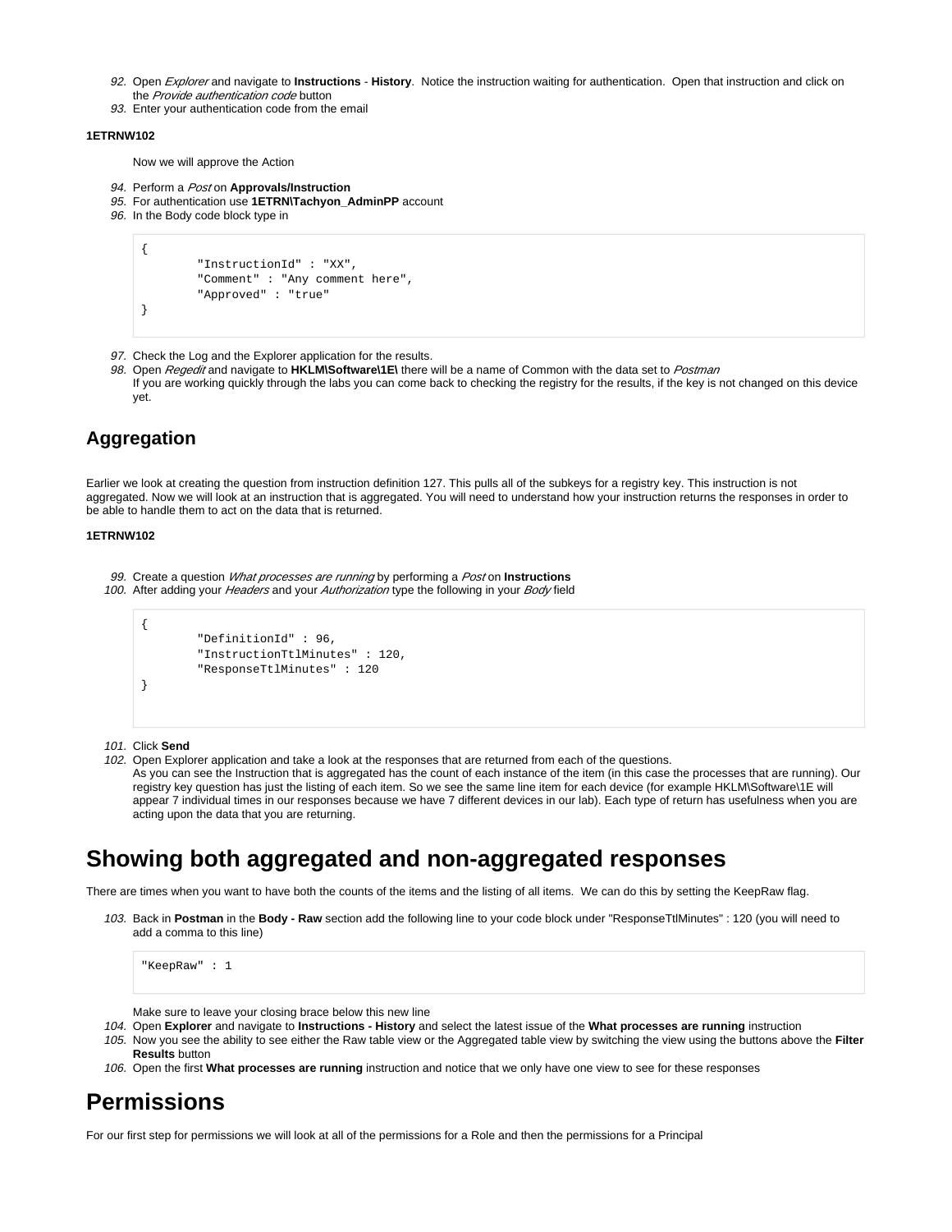92. Open *Explorer* and navigate to **Instructions** - **History**. Notice the instruction waiting for authentication. Open that instruction and click on the *Provide authentication code* button
93. Enter your authentication code from the email

**1ETRNW102**

Now we will approve the Action

94. Perform a *Post* on **Approvals/Instruction**
95. For authentication use **1ETRN\Tachyon_AdminPP** account
96. In the Body code block type in

```
{
        "InstructionId" : "XX",
        "Comment" : "Any comment here",
        "Approved" : "true"
}
```

97. Check the Log and the Explorer application for the results.
98. Open *Regedit* and navigate to **HKLM\Software\1E\** there will be a name of Common with the data set to *Postman*
    If you are working quickly through the labs you can come back to checking the registry for the results, if the key is not changed on this device yet.

## Aggregation

Earlier we look at creating the question from instruction definition 127. This pulls all of the subkeys for a registry key. This instruction is not aggregated. Now we will look at an instruction that is aggregated. You will need to understand how your instruction returns the responses in order to be able to handle them to act on the data that is returned.

**1ETRNW102**

99. Create a question *What processes are running* by performing a *Post* on **Instructions**
100. After adding your *Headers* and your *Authorization* type the following in your *Body* field

```
{
        "DefinitionId" : 96,
        "InstructionTtlMinutes" : 120,
        "ResponseTtlMinutes" : 120
}
```

101. Click **Send**
102. Open Explorer application and take a look at the responses that are returned from each of the questions.
    As you can see the Instruction that is aggregated has the count of each instance of the item (in this case the processes that are running). Our registry key question has just the listing of each item. So we see the same line item for each device (for example HKLM\Software\1E will appear 7 individual times in our responses because we have 7 different devices in our lab). Each type of return has usefulness when you are acting upon the data that you are returning.

# Showing both aggregated and non-aggregated responses

There are times when you want to have both the counts of the items and the listing of all items. We can do this by setting the KeepRaw flag.

103. Back in **Postman** in the **Body - Raw** section add the following line to your code block under "ResponseTtlMinutes" : 120 (you will need to add a comma to this line)

```
"KeepRaw" : 1
```

    Make sure to leave your closing brace below this new line
104. Open **Explorer** and navigate to **Instructions - History** and select the latest issue of the **What processes are running** instruction
105. Now you see the ability to see either the Raw table view or the Aggregated table view by switching the view using the buttons above the **Filter Results** button
106. Open the first **What processes are running** instruction and notice that we only have one view to see for these responses

# Permissions

For our first step for permissions we will look at all of the permissions for a Role and then the permissions for a Principal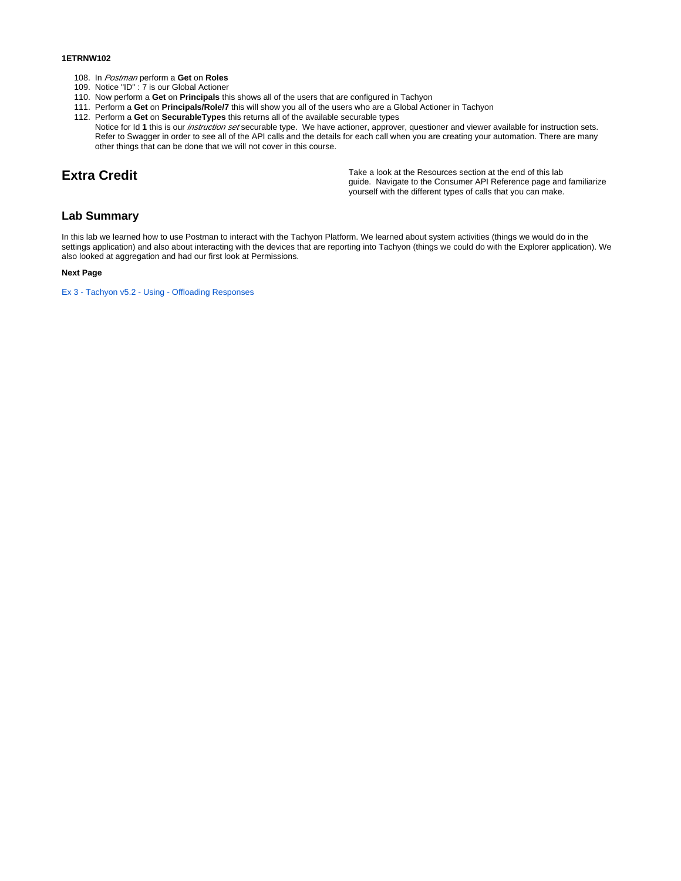**1ETRNW102**

108. In *Postman* perform a **Get** on **Roles**
109. Notice "ID" : 7 is our Global Actioner
110. Now perform a **Get** on **Principals** this shows all of the users that are configured in Tachyon
111. Perform a **Get** on **Principals/Role/7** this will show you all of the users who are a Global Actioner in Tachyon
112. Perform a **Get** on **SecurableTypes** this returns all of the available securable types
    Notice for Id **1** this is our *instruction set* securable type. We have actioner, approver, questioner and viewer available for instruction sets. Refer to Swagger in order to see all of the API calls and the details for each call when you are creating your automation. There are many other things that can be done that we will not cover in this course.

## Extra Credit

Take a look at the Resources section at the end of this lab guide. Navigate to the Consumer API Reference page and familiarize yourself with the different types of calls that you can make.

### Lab Summary

In this lab we learned how to use Postman to interact with the Tachyon Platform. We learned about system activities (things we would do in the settings application) and also about interacting with the devices that are reporting into Tachyon (things we could do with the Explorer application). We also looked at aggregation and had our first look at Permissions.

**Next Page**

Ex 3 - Tachyon v5.2 - Using - Offloading Responses